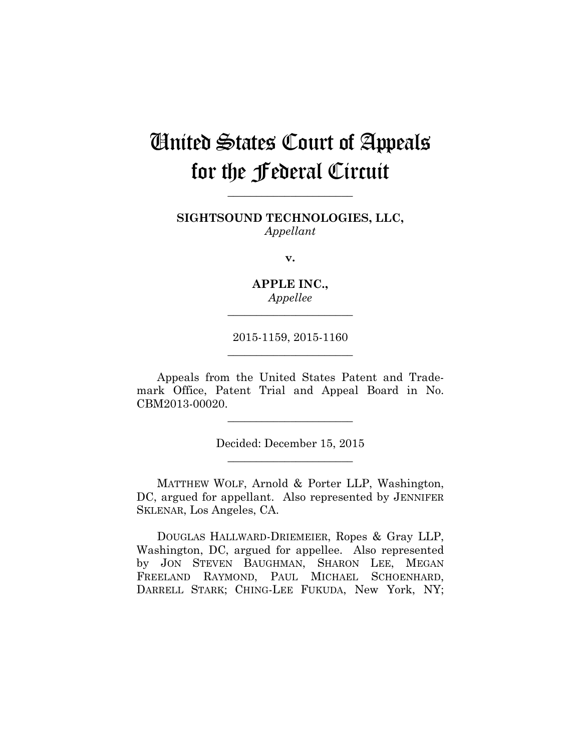# United States Court of Appeals for the Federal Circuit

______________________

**SIGHTSOUND TECHNOLOGIES, LLC,**
*Appellant*

**v.**

**APPLE INC.,**
*Appellee*

______________________

2015-1159, 2015-1160

______________________

Appeals from the United States Patent and Trademark Office, Patent Trial and Appeal Board in No. CBM2013-00020.

______________________

Decided: December 15, 2015

______________________

MATTHEW WOLF, Arnold & Porter LLP, Washington, DC, argued for appellant. Also represented by JENNIFER SKLENAR, Los Angeles, CA.

DOUGLAS HALLWARD-DRIEMEIER, Ropes & Gray LLP, Washington, DC, argued for appellee. Also represented by JON STEVEN BAUGHMAN, SHARON LEE, MEGAN FREELAND RAYMOND, PAUL MICHAEL SCHOENHARD, DARRELL STARK; CHING-LEE FUKUDA, New York, NY;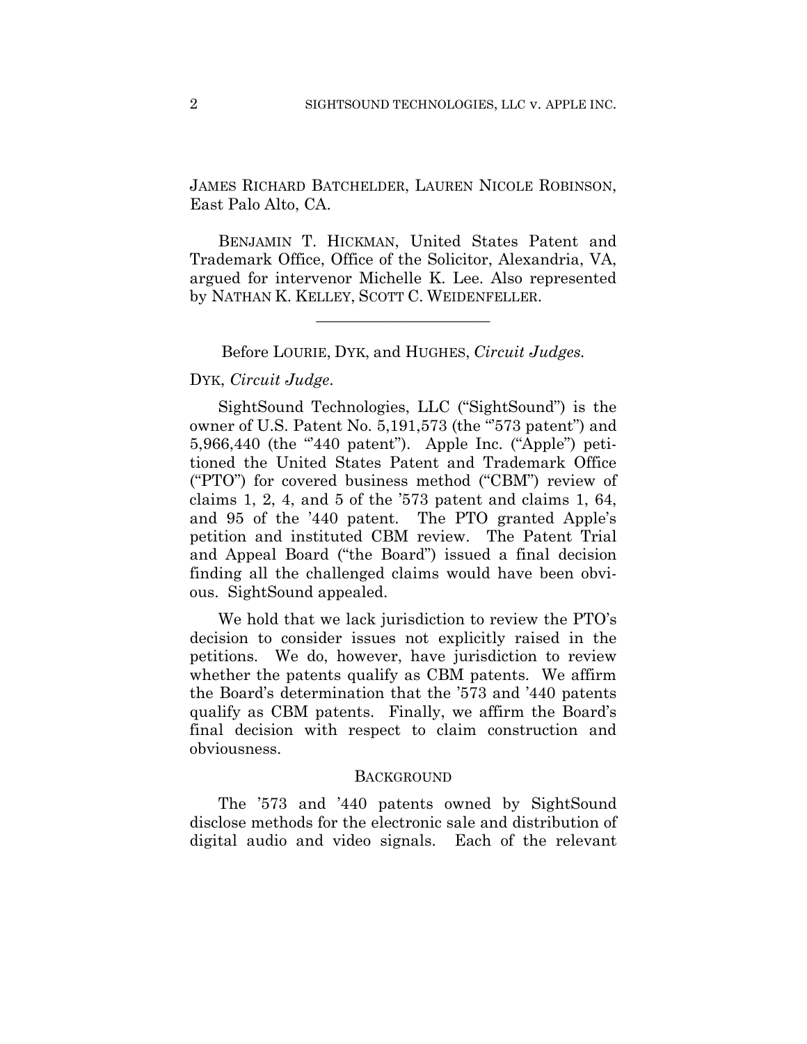JAMES RICHARD BATCHELDER, LAUREN NICOLE ROBINSON, East Palo Alto, CA.

BENJAMIN T. HICKMAN, United States Patent and Trademark Office, Office of the Solicitor, Alexandria, VA, argued for intervenor Michelle K. Lee. Also represented by NATHAN K. KELLEY, SCOTT C. WEIDENFELLER.

---

Before LOURIE, DYK, and HUGHES, *Circuit Judges*.

DYK, *Circuit Judge*.

SightSound Technologies, LLC ("SightSound") is the owner of U.S. Patent No. 5,191,573 (the "'573 patent") and 5,966,440 (the "'440 patent"). Apple Inc. ("Apple") petitioned the United States Patent and Trademark Office ("PTO") for covered business method ("CBM") review of claims 1, 2, 4, and 5 of the '573 patent and claims 1, 64, and 95 of the '440 patent. The PTO granted Apple's petition and instituted CBM review. The Patent Trial and Appeal Board ("the Board") issued a final decision finding all the challenged claims would have been obvious. SightSound appealed.

We hold that we lack jurisdiction to review the PTO's decision to consider issues not explicitly raised in the petitions. We do, however, have jurisdiction to review whether the patents qualify as CBM patents. We affirm the Board's determination that the '573 and '440 patents qualify as CBM patents. Finally, we affirm the Board's final decision with respect to claim construction and obviousness.

## BACKGROUND

The '573 and '440 patents owned by SightSound disclose methods for the electronic sale and distribution of digital audio and video signals. Each of the relevant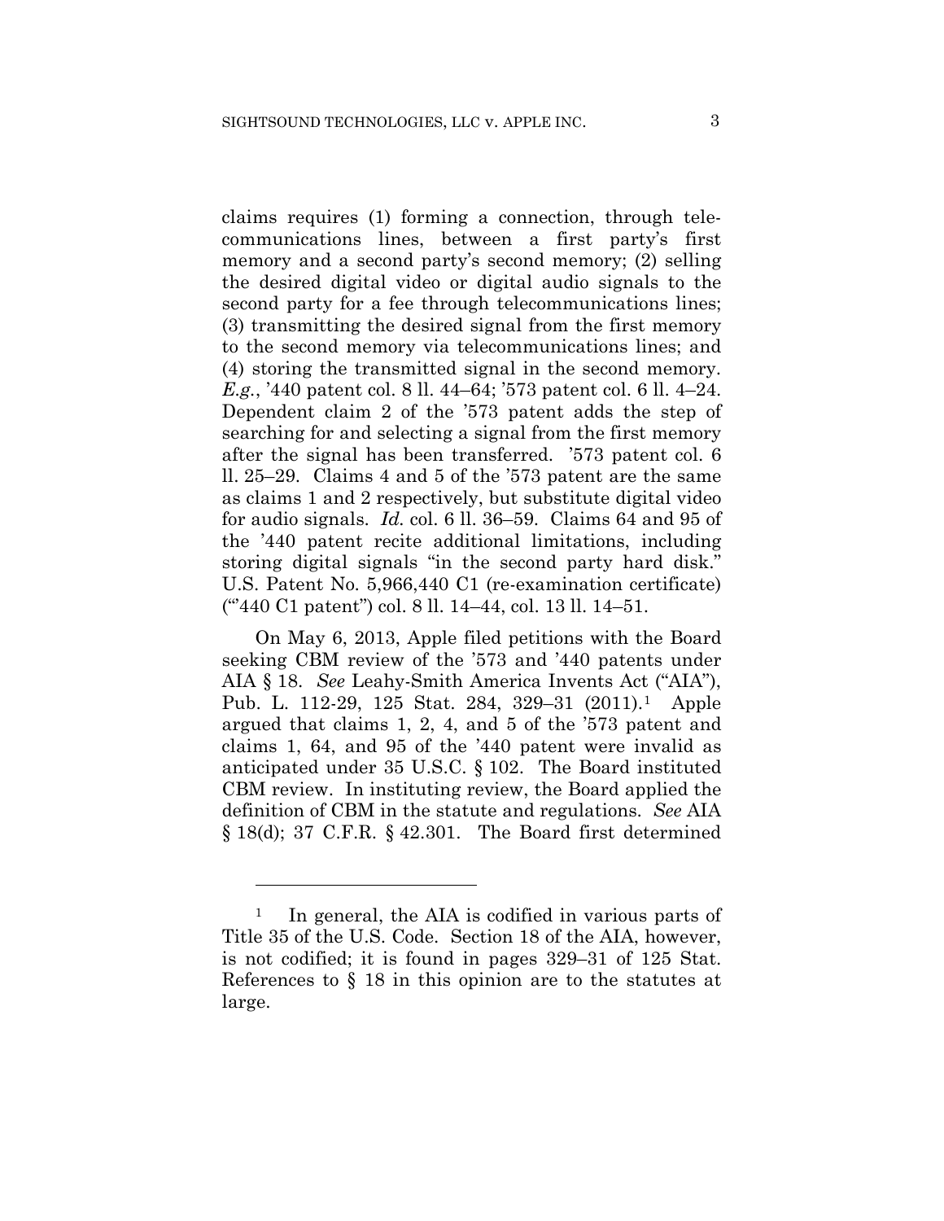claims requires (1) forming a connection, through telecommunications lines, between a first party's first memory and a second party's second memory; (2) selling the desired digital video or digital audio signals to the second party for a fee through telecommunications lines; (3) transmitting the desired signal from the first memory to the second memory via telecommunications lines; and (4) storing the transmitted signal in the second memory. *E.g.*, '440 patent col. 8 ll. 44–64; '573 patent col. 6 ll. 4–24. Dependent claim 2 of the '573 patent adds the step of searching for and selecting a signal from the first memory after the signal has been transferred. '573 patent col. 6 ll. 25–29. Claims 4 and 5 of the '573 patent are the same as claims 1 and 2 respectively, but substitute digital video for audio signals. *Id.* col. 6 ll. 36–59. Claims 64 and 95 of the '440 patent recite additional limitations, including storing digital signals "in the second party hard disk." U.S. Patent No. 5,966,440 C1 (re-examination certificate) ("'440 C1 patent") col. 8 ll. 14–44, col. 13 ll. 14–51.

On May 6, 2013, Apple filed petitions with the Board seeking CBM review of the '573 and '440 patents under AIA § 18. *See* Leahy-Smith America Invents Act ("AIA"), Pub. L. 112-29, 125 Stat. 284, 329–31 (2011).[1] Apple argued that claims 1, 2, 4, and 5 of the '573 patent and claims 1, 64, and 95 of the '440 patent were invalid as anticipated under 35 U.S.C. § 102. The Board instituted CBM review. In instituting review, the Board applied the definition of CBM in the statute and regulations. *See* AIA § 18(d); 37 C.F.R. § 42.301. The Board first determined

---

[1] In general, the AIA is codified in various parts of Title 35 of the U.S. Code. Section 18 of the AIA, however, is not codified; it is found in pages 329–31 of 125 Stat. References to § 18 in this opinion are to the statutes at large.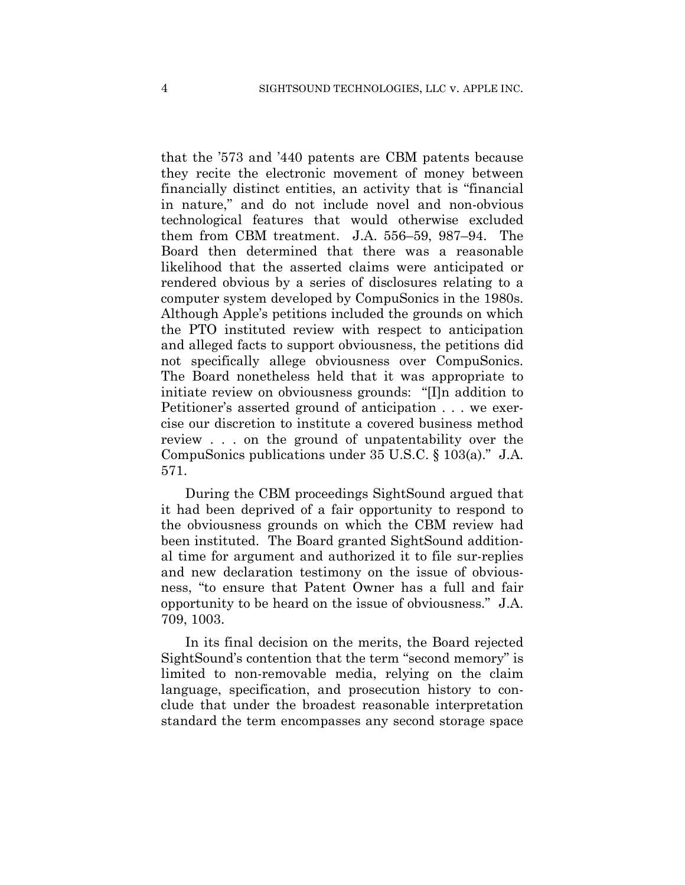that the '573 and '440 patents are CBM patents because they recite the electronic movement of money between financially distinct entities, an activity that is "financial in nature," and do not include novel and non-obvious technological features that would otherwise excluded them from CBM treatment. J.A. 556–59, 987–94. The Board then determined that there was a reasonable likelihood that the asserted claims were anticipated or rendered obvious by a series of disclosures relating to a computer system developed by CompuSonics in the 1980s. Although Apple's petitions included the grounds on which the PTO instituted review with respect to anticipation and alleged facts to support obviousness, the petitions did not specifically allege obviousness over CompuSonics. The Board nonetheless held that it was appropriate to initiate review on obviousness grounds: "[I]n addition to Petitioner's asserted ground of anticipation . . . we exercise our discretion to institute a covered business method review . . . on the ground of unpatentability over the CompuSonics publications under 35 U.S.C. § 103(a)." J.A. 571.

During the CBM proceedings SightSound argued that it had been deprived of a fair opportunity to respond to the obviousness grounds on which the CBM review had been instituted. The Board granted SightSound additional time for argument and authorized it to file sur-replies and new declaration testimony on the issue of obviousness, "to ensure that Patent Owner has a full and fair opportunity to be heard on the issue of obviousness." J.A. 709, 1003.

In its final decision on the merits, the Board rejected SightSound's contention that the term "second memory" is limited to non-removable media, relying on the claim language, specification, and prosecution history to conclude that under the broadest reasonable interpretation standard the term encompasses any second storage space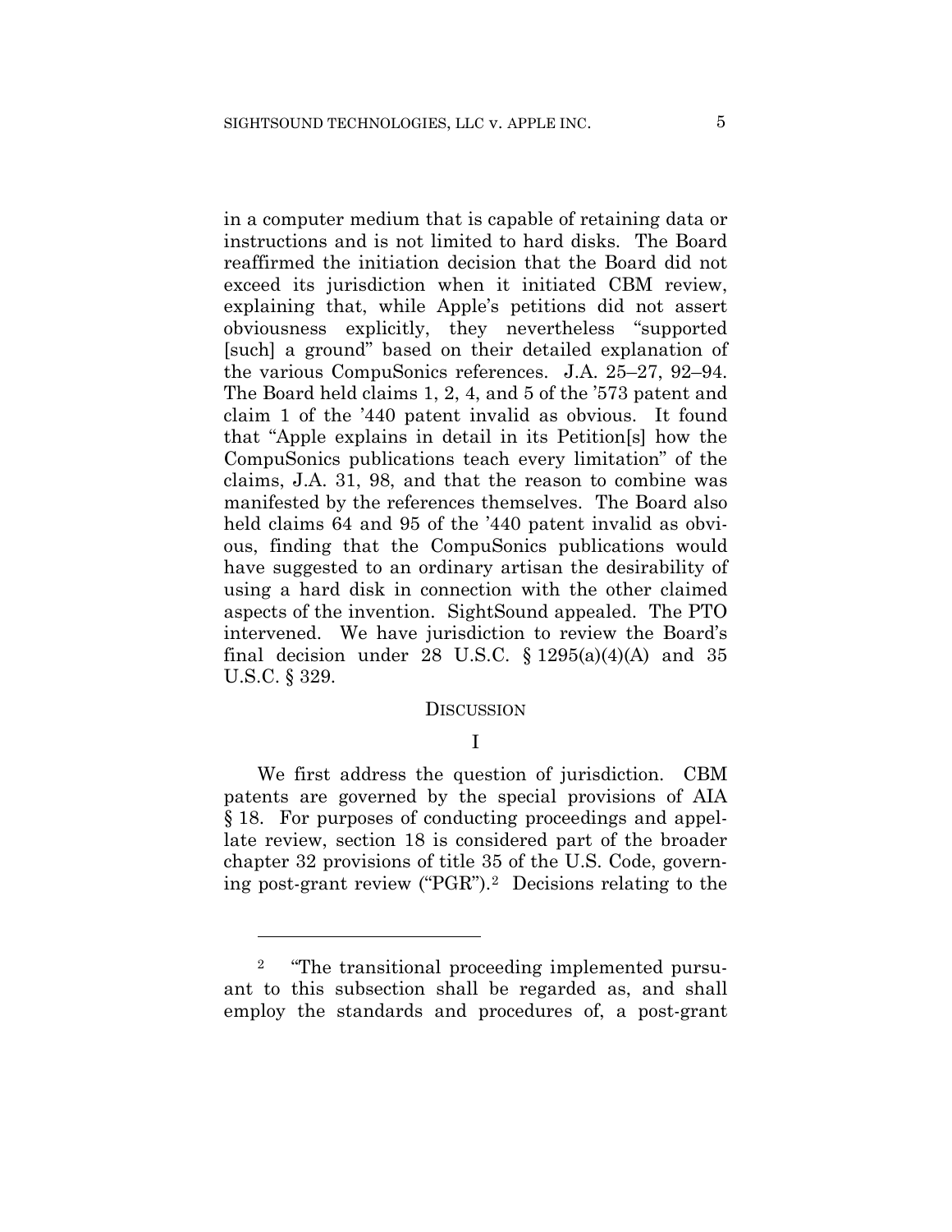in a computer medium that is capable of retaining data or instructions and is not limited to hard disks. The Board reaffirmed the initiation decision that the Board did not exceed its jurisdiction when it initiated CBM review, explaining that, while Apple's petitions did not assert obviousness explicitly, they nevertheless "supported [such] a ground" based on their detailed explanation of the various CompuSonics references. J.A. 25–27, 92–94. The Board held claims 1, 2, 4, and 5 of the '573 patent and claim 1 of the '440 patent invalid as obvious. It found that "Apple explains in detail in its Petition[s] how the CompuSonics publications teach every limitation" of the claims, J.A. 31, 98, and that the reason to combine was manifested by the references themselves. The Board also held claims 64 and 95 of the '440 patent invalid as obvious, finding that the CompuSonics publications would have suggested to an ordinary artisan the desirability of using a hard disk in connection with the other claimed aspects of the invention. SightSound appealed. The PTO intervened. We have jurisdiction to review the Board's final decision under 28 U.S.C. § 1295(a)(4)(A) and 35 U.S.C. § 329.

## DISCUSSION

### I

We first address the question of jurisdiction. CBM patents are governed by the special provisions of AIA § 18. For purposes of conducting proceedings and appellate review, section 18 is considered part of the broader chapter 32 provisions of title 35 of the U.S. Code, governing post-grant review ("PGR").[2] Decisions relating to the

---

[2] "The transitional proceeding implemented pursuant to this subsection shall be regarded as, and shall employ the standards and procedures of, a post-grant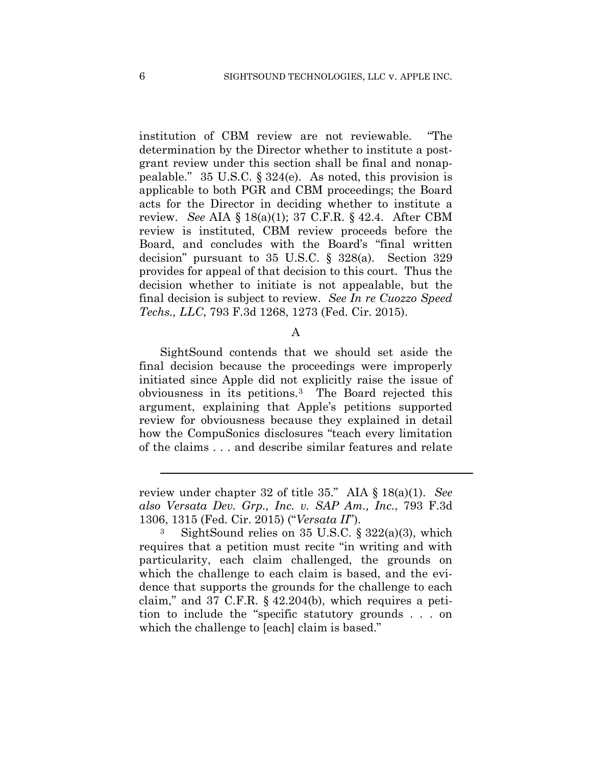institution of CBM review are not reviewable. "The determination by the Director whether to institute a post-grant review under this section shall be final and nonappealable." 35 U.S.C. § 324(e). As noted, this provision is applicable to both PGR and CBM proceedings; the Board acts for the Director in deciding whether to institute a review. *See* AIA § 18(a)(1); 37 C.F.R. § 42.4. After CBM review is instituted, CBM review proceeds before the Board, and concludes with the Board's "final written decision" pursuant to 35 U.S.C. § 328(a). Section 329 provides for appeal of that decision to this court. Thus the decision whether to initiate is not appealable, but the final decision is subject to review. *See In re Cuozzo Speed Techs., LLC*, 793 F.3d 1268, 1273 (Fed. Cir. 2015).

A

SightSound contends that we should set aside the final decision because the proceedings were improperly initiated since Apple did not explicitly raise the issue of obviousness in its petitions.[3] The Board rejected this argument, explaining that Apple's petitions supported review for obviousness because they explained in detail how the CompuSonics disclosures "teach every limitation of the claims . . . and describe similar features and relate

---

review under chapter 32 of title 35." AIA § 18(a)(1). *See also Versata Dev. Grp., Inc. v. SAP Am., Inc.*, 793 F.3d 1306, 1315 (Fed. Cir. 2015) ("*Versata II*").

[3] SightSound relies on 35 U.S.C. § 322(a)(3), which requires that a petition must recite "in writing and with particularity, each claim challenged, the grounds on which the challenge to each claim is based, and the evidence that supports the grounds for the challenge to each claim," and 37 C.F.R. § 42.204(b), which requires a petition to include the "specific statutory grounds . . . on which the challenge to [each] claim is based."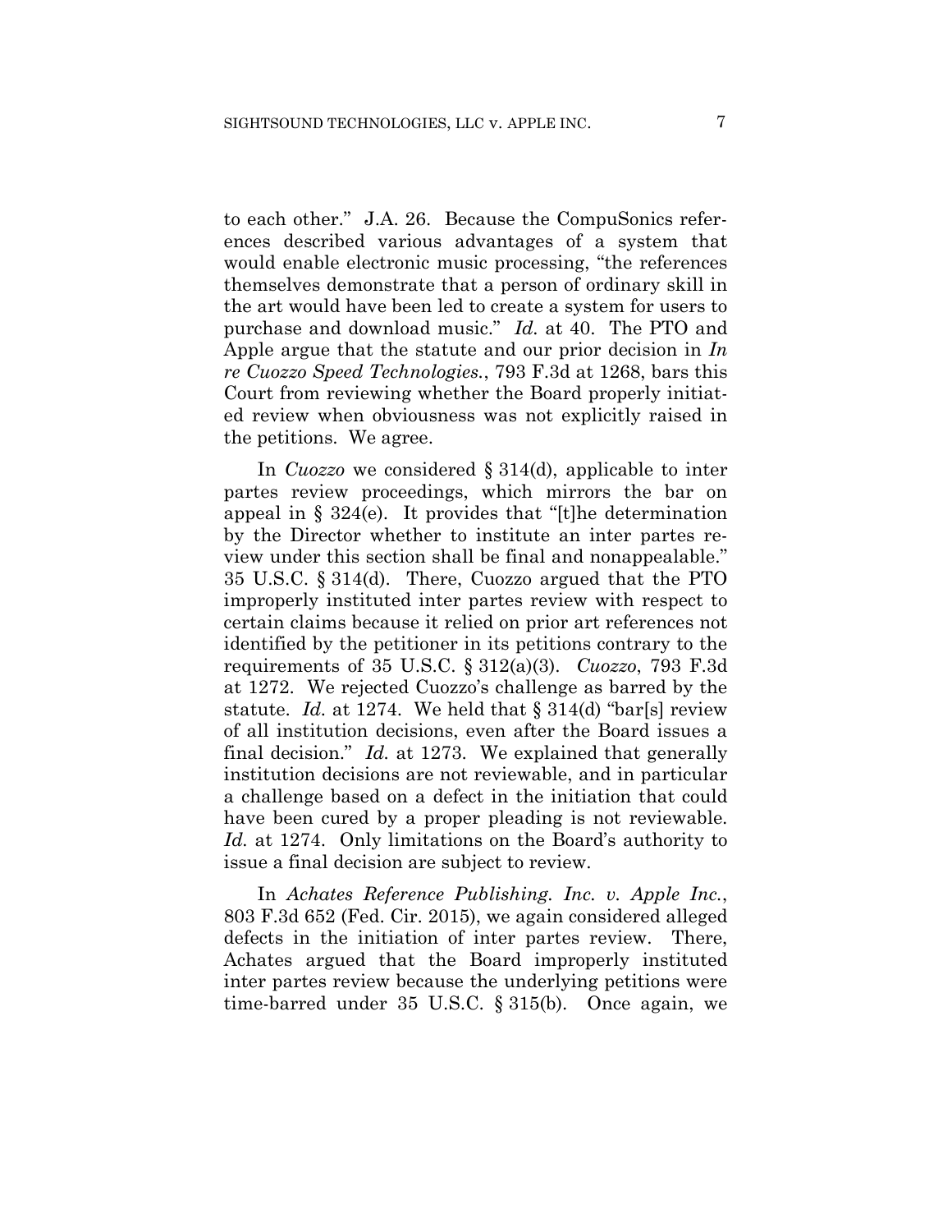to each other." J.A. 26. Because the CompuSonics references described various advantages of a system that would enable electronic music processing, "the references themselves demonstrate that a person of ordinary skill in the art would have been led to create a system for users to purchase and download music." *Id.* at 40. The PTO and Apple argue that the statute and our prior decision in *In re Cuozzo Speed Technologies.*, 793 F.3d at 1268, bars this Court from reviewing whether the Board properly initiated review when obviousness was not explicitly raised in the petitions. We agree.

In *Cuozzo* we considered § 314(d), applicable to inter partes review proceedings, which mirrors the bar on appeal in § 324(e). It provides that "[t]he determination by the Director whether to institute an inter partes review under this section shall be final and nonappealable." 35 U.S.C. § 314(d). There, Cuozzo argued that the PTO improperly instituted inter partes review with respect to certain claims because it relied on prior art references not identified by the petitioner in its petitions contrary to the requirements of 35 U.S.C. § 312(a)(3). *Cuozzo*, 793 F.3d at 1272. We rejected Cuozzo's challenge as barred by the statute. *Id.* at 1274. We held that § 314(d) "bar[s] review of all institution decisions, even after the Board issues a final decision." *Id.* at 1273. We explained that generally institution decisions are not reviewable, and in particular a challenge based on a defect in the initiation that could have been cured by a proper pleading is not reviewable. *Id.* at 1274. Only limitations on the Board's authority to issue a final decision are subject to review.

In *Achates Reference Publishing. Inc. v. Apple Inc.*, 803 F.3d 652 (Fed. Cir. 2015), we again considered alleged defects in the initiation of inter partes review. There, Achates argued that the Board improperly instituted inter partes review because the underlying petitions were time-barred under 35 U.S.C. § 315(b). Once again, we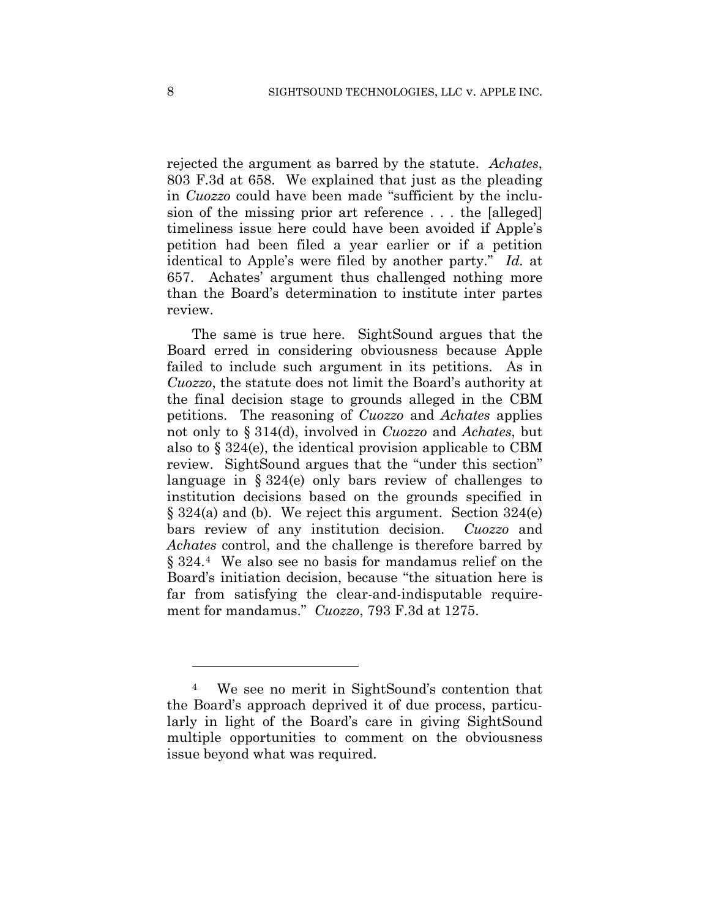rejected the argument as barred by the statute. *Achates*, 803 F.3d at 658. We explained that just as the pleading in *Cuozzo* could have been made "sufficient by the inclusion of the missing prior art reference . . . the [alleged] timeliness issue here could have been avoided if Apple's petition had been filed a year earlier or if a petition identical to Apple's were filed by another party." *Id.* at 657. Achates' argument thus challenged nothing more than the Board's determination to institute inter partes review.

The same is true here. SightSound argues that the Board erred in considering obviousness because Apple failed to include such argument in its petitions. As in *Cuozzo*, the statute does not limit the Board's authority at the final decision stage to grounds alleged in the CBM petitions. The reasoning of *Cuozzo* and *Achates* applies not only to § 314(d), involved in *Cuozzo* and *Achates*, but also to § 324(e), the identical provision applicable to CBM review. SightSound argues that the "under this section" language in § 324(e) only bars review of challenges to institution decisions based on the grounds specified in § 324(a) and (b). We reject this argument. Section 324(e) bars review of any institution decision. *Cuozzo* and *Achates* control, and the challenge is therefore barred by § 324.[4] We also see no basis for mandamus relief on the Board's initiation decision, because "the situation here is far from satisfying the clear-and-indisputable requirement for mandamus." *Cuozzo*, 793 F.3d at 1275.

---

[4] We see no merit in SightSound's contention that the Board's approach deprived it of due process, particularly in light of the Board's care in giving SightSound multiple opportunities to comment on the obviousness issue beyond what was required.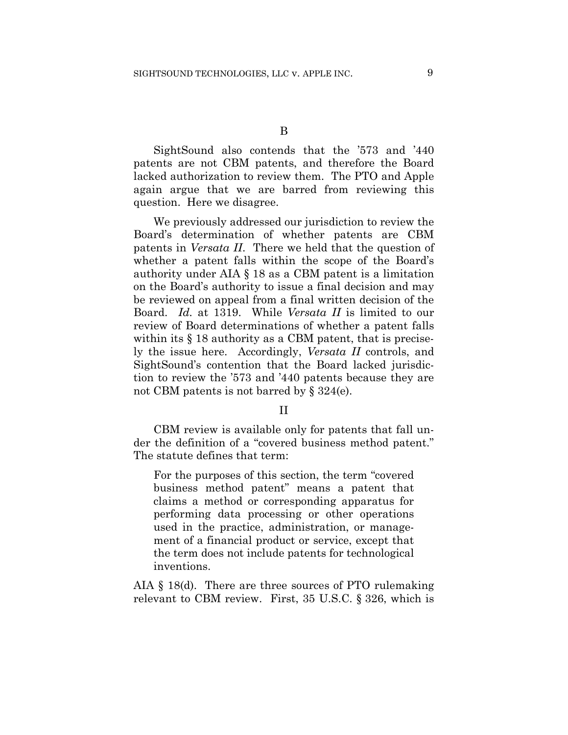B

SightSound also contends that the '573 and '440 patents are not CBM patents, and therefore the Board lacked authorization to review them. The PTO and Apple again argue that we are barred from reviewing this question. Here we disagree.

We previously addressed our jurisdiction to review the Board's determination of whether patents are CBM patents in *Versata II*. There we held that the question of whether a patent falls within the scope of the Board's authority under AIA § 18 as a CBM patent is a limitation on the Board's authority to issue a final decision and may be reviewed on appeal from a final written decision of the Board. *Id.* at 1319. While *Versata II* is limited to our review of Board determinations of whether a patent falls within its § 18 authority as a CBM patent, that is precisely the issue here. Accordingly, *Versata II* controls, and SightSound's contention that the Board lacked jurisdiction to review the '573 and '440 patents because they are not CBM patents is not barred by § 324(e).

II

CBM review is available only for patents that fall under the definition of a "covered business method patent." The statute defines that term:

> For the purposes of this section, the term "covered business method patent" means a patent that claims a method or corresponding apparatus for performing data processing or other operations used in the practice, administration, or management of a financial product or service, except that the term does not include patents for technological inventions.

AIA § 18(d). There are three sources of PTO rulemaking relevant to CBM review. First, 35 U.S.C. § 326, which is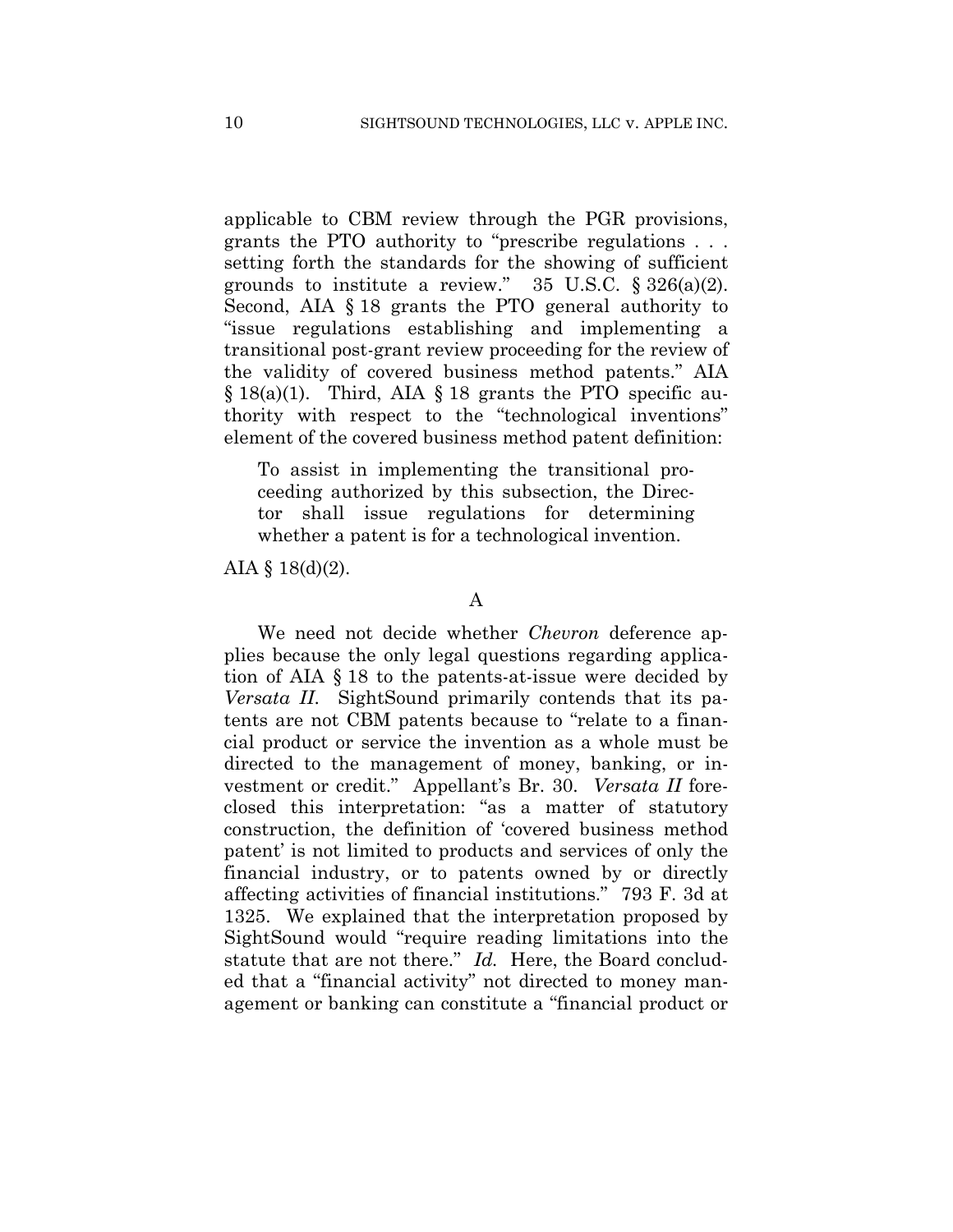applicable to CBM review through the PGR provisions, grants the PTO authority to "prescribe regulations . . . setting forth the standards for the showing of sufficient grounds to institute a review." 35 U.S.C. § 326(a)(2). Second, AIA § 18 grants the PTO general authority to "issue regulations establishing and implementing a transitional post-grant review proceeding for the review of the validity of covered business method patents." AIA § 18(a)(1). Third, AIA § 18 grants the PTO specific authority with respect to the "technological inventions" element of the covered business method patent definition:

> To assist in implementing the transitional proceeding authorized by this subsection, the Director shall issue regulations for determining whether a patent is for a technological invention.

AIA § 18(d)(2).

A

We need not decide whether *Chevron* deference applies because the only legal questions regarding application of AIA § 18 to the patents-at-issue were decided by *Versata II*. SightSound primarily contends that its patents are not CBM patents because to "relate to a financial product or service the invention as a whole must be directed to the management of money, banking, or investment or credit." Appellant's Br. 30. *Versata II* foreclosed this interpretation: "as a matter of statutory construction, the definition of 'covered business method patent' is not limited to products and services of only the financial industry, or to patents owned by or directly affecting activities of financial institutions." 793 F. 3d at 1325. We explained that the interpretation proposed by SightSound would "require reading limitations into the statute that are not there." *Id.* Here, the Board concluded that a "financial activity" not directed to money management or banking can constitute a "financial product or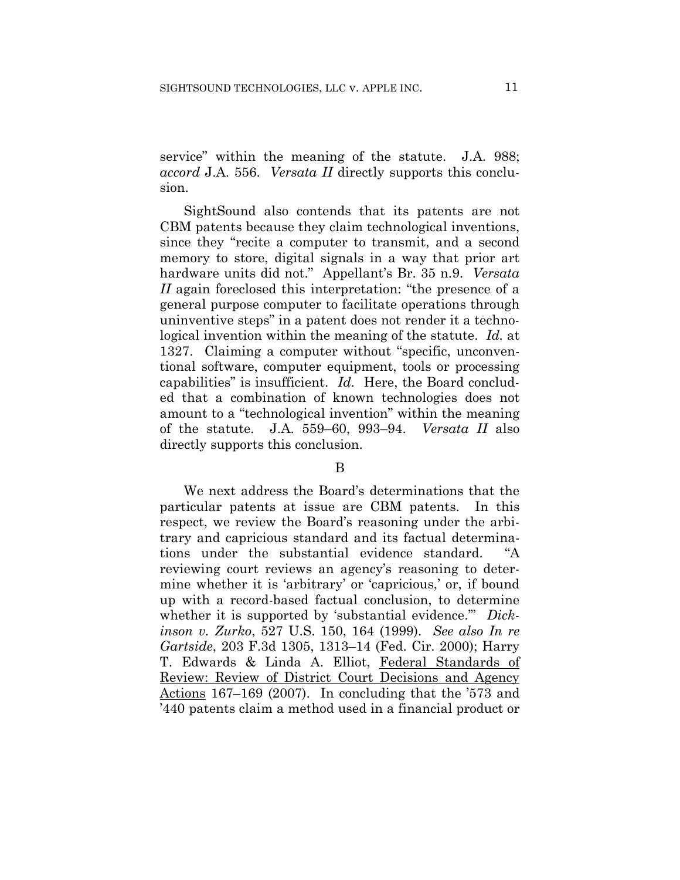service" within the meaning of the statute. J.A. 988; *accord* J.A. 556. *Versata II* directly supports this conclusion.

SightSound also contends that its patents are not CBM patents because they claim technological inventions, since they "recite a computer to transmit, and a second memory to store, digital signals in a way that prior art hardware units did not." Appellant's Br. 35 n.9. *Versata II* again foreclosed this interpretation: "the presence of a general purpose computer to facilitate operations through uninventive steps" in a patent does not render it a technological invention within the meaning of the statute. *Id.* at 1327. Claiming a computer without "specific, unconventional software, computer equipment, tools or processing capabilities" is insufficient. *Id.* Here, the Board concluded that a combination of known technologies does not amount to a "technological invention" within the meaning of the statute. J.A. 559–60, 993–94. *Versata II* also directly supports this conclusion.

B

We next address the Board's determinations that the particular patents at issue are CBM patents. In this respect, we review the Board's reasoning under the arbitrary and capricious standard and its factual determinations under the substantial evidence standard. "A reviewing court reviews an agency's reasoning to determine whether it is 'arbitrary' or 'capricious,' or, if bound up with a record-based factual conclusion, to determine whether it is supported by 'substantial evidence.'" *Dickinson v. Zurko*, 527 U.S. 150, 164 (1999). *See also In re Gartside*, 203 F.3d 1305, 1313–14 (Fed. Cir. 2000); Harry T. Edwards & Linda A. Elliot, <u>Federal Standards of Review: Review of District Court Decisions and Agency Actions</u> 167–169 (2007). In concluding that the '573 and '440 patents claim a method used in a financial product or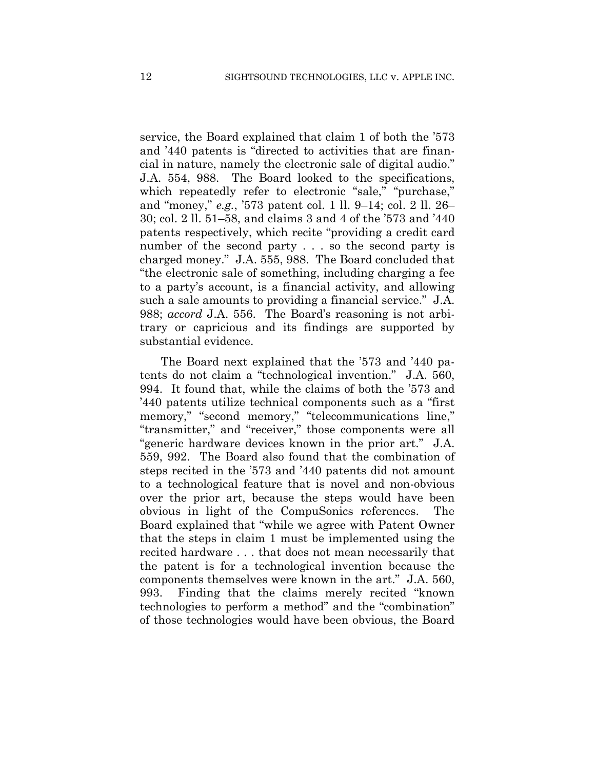service, the Board explained that claim 1 of both the '573 and '440 patents is "directed to activities that are financial in nature, namely the electronic sale of digital audio." J.A. 554, 988. The Board looked to the specifications, which repeatedly refer to electronic "sale," "purchase," and "money," *e.g.*, '573 patent col. 1 ll. 9–14; col. 2 ll. 26–30; col. 2 ll. 51–58, and claims 3 and 4 of the '573 and '440 patents respectively, which recite "providing a credit card number of the second party . . . so the second party is charged money." J.A. 555, 988. The Board concluded that "the electronic sale of something, including charging a fee to a party's account, is a financial activity, and allowing such a sale amounts to providing a financial service." J.A. 988; *accord* J.A. 556. The Board's reasoning is not arbitrary or capricious and its findings are supported by substantial evidence.

The Board next explained that the '573 and '440 patents do not claim a "technological invention." J.A. 560, 994. It found that, while the claims of both the '573 and '440 patents utilize technical components such as a "first memory," "second memory," "telecommunications line," "transmitter," and "receiver," those components were all "generic hardware devices known in the prior art." J.A. 559, 992. The Board also found that the combination of steps recited in the '573 and '440 patents did not amount to a technological feature that is novel and non-obvious over the prior art, because the steps would have been obvious in light of the CompuSonics references. The Board explained that "while we agree with Patent Owner that the steps in claim 1 must be implemented using the recited hardware . . . that does not mean necessarily that the patent is for a technological invention because the components themselves were known in the art." J.A. 560, 993. Finding that the claims merely recited "known technologies to perform a method" and the "combination" of those technologies would have been obvious, the Board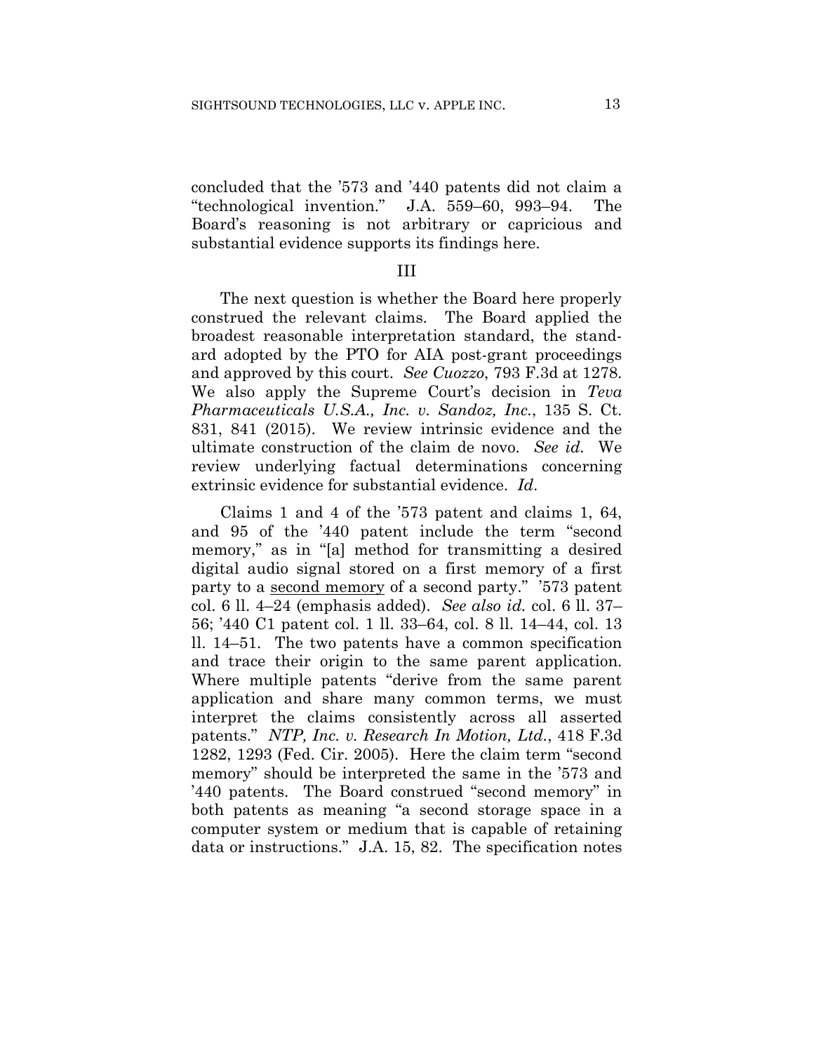concluded that the '573 and '440 patents did not claim a "technological invention." J.A. 559–60, 993–94. The Board's reasoning is not arbitrary or capricious and substantial evidence supports its findings here.

## III

The next question is whether the Board here properly construed the relevant claims. The Board applied the broadest reasonable interpretation standard, the standard adopted by the PTO for AIA post-grant proceedings and approved by this court. *See Cuozzo*, 793 F.3d at 1278. We also apply the Supreme Court's decision in *Teva Pharmaceuticals U.S.A., Inc. v. Sandoz, Inc.*, 135 S. Ct. 831, 841 (2015). We review intrinsic evidence and the ultimate construction of the claim de novo. *See id.* We review underlying factual determinations concerning extrinsic evidence for substantial evidence. *Id*.

Claims 1 and 4 of the '573 patent and claims 1, 64, and 95 of the '440 patent include the term "second memory," as in "[a] method for transmitting a desired digital audio signal stored on a first memory of a first party to a <u>second memory</u> of a second party." '573 patent col. 6 ll. 4–24 (emphasis added). *See also id.* col. 6 ll. 37–56; '440 C1 patent col. 1 ll. 33–64, col. 8 ll. 14–44, col. 13 ll. 14–51. The two patents have a common specification and trace their origin to the same parent application. Where multiple patents "derive from the same parent application and share many common terms, we must interpret the claims consistently across all asserted patents." *NTP, Inc. v. Research In Motion, Ltd.*, 418 F.3d 1282, 1293 (Fed. Cir. 2005). Here the claim term "second memory" should be interpreted the same in the '573 and '440 patents. The Board construed "second memory" in both patents as meaning "a second storage space in a computer system or medium that is capable of retaining data or instructions." J.A. 15, 82. The specification notes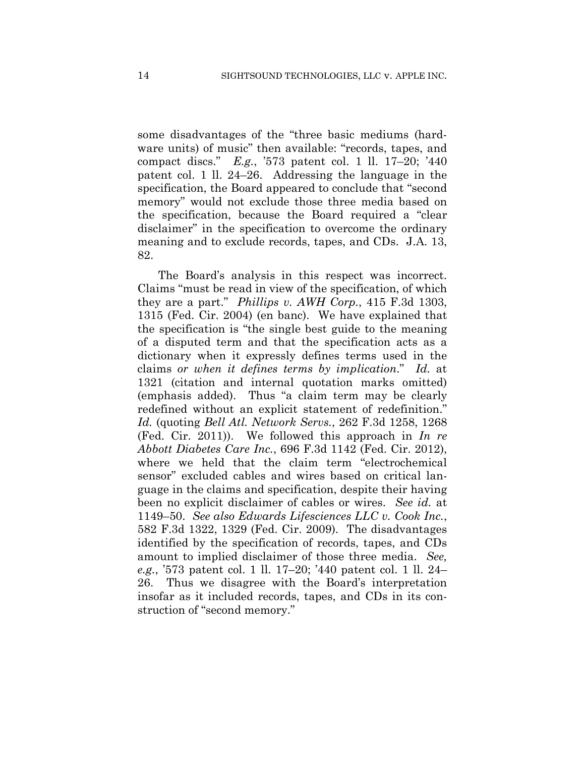some disadvantages of the "three basic mediums (hardware units) of music" then available: "records, tapes, and compact discs." *E.g.*, '573 patent col. 1 ll. 17–20; '440 patent col. 1 ll. 24–26. Addressing the language in the specification, the Board appeared to conclude that "second memory" would not exclude those three media based on the specification, because the Board required a "clear disclaimer" in the specification to overcome the ordinary meaning and to exclude records, tapes, and CDs. J.A. 13, 82.

The Board's analysis in this respect was incorrect. Claims "must be read in view of the specification, of which they are a part." *Phillips v. AWH Corp.*, 415 F.3d 1303, 1315 (Fed. Cir. 2004) (en banc). We have explained that the specification is "the single best guide to the meaning of a disputed term and that the specification acts as a dictionary when it expressly defines terms used in the claims *or when it defines terms by implication*." *Id.* at 1321 (citation and internal quotation marks omitted) (emphasis added). Thus "a claim term may be clearly redefined without an explicit statement of redefinition." *Id.* (quoting *Bell Atl. Network Servs.*, 262 F.3d 1258, 1268 (Fed. Cir. 2011)). We followed this approach in *In re Abbott Diabetes Care Inc.*, 696 F.3d 1142 (Fed. Cir. 2012), where we held that the claim term "electrochemical sensor" excluded cables and wires based on critical language in the claims and specification, despite their having been no explicit disclaimer of cables or wires. *See id.* at 1149–50. *See also Edwards Lifesciences LLC v. Cook Inc.*, 582 F.3d 1322, 1329 (Fed. Cir. 2009). The disadvantages identified by the specification of records, tapes, and CDs amount to implied disclaimer of those three media. *See, e.g.*, '573 patent col. 1 ll. 17–20; '440 patent col. 1 ll. 24–26. Thus we disagree with the Board's interpretation insofar as it included records, tapes, and CDs in its construction of "second memory."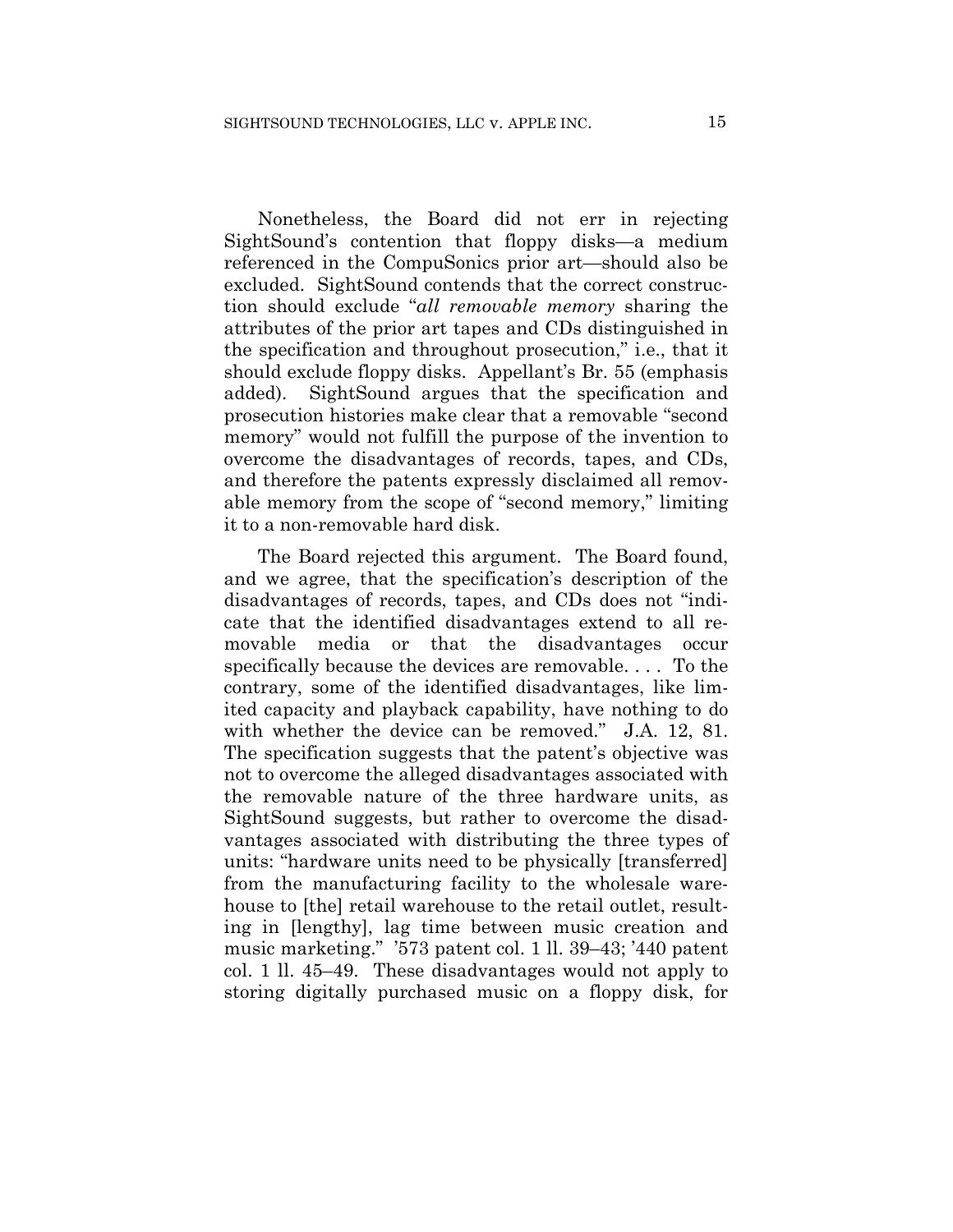Nonetheless, the Board did not err in rejecting SightSound's contention that floppy disks—a medium referenced in the CompuSonics prior art—should also be excluded. SightSound contends that the correct construction should exclude "*all removable memory* sharing the attributes of the prior art tapes and CDs distinguished in the specification and throughout prosecution," i.e., that it should exclude floppy disks. Appellant's Br. 55 (emphasis added). SightSound argues that the specification and prosecution histories make clear that a removable "second memory" would not fulfill the purpose of the invention to overcome the disadvantages of records, tapes, and CDs, and therefore the patents expressly disclaimed all removable memory from the scope of "second memory," limiting it to a non-removable hard disk.

The Board rejected this argument. The Board found, and we agree, that the specification's description of the disadvantages of records, tapes, and CDs does not "indicate that the identified disadvantages extend to all removable media or that the disadvantages occur specifically because the devices are removable. . . . To the contrary, some of the identified disadvantages, like limited capacity and playback capability, have nothing to do with whether the device can be removed." J.A. 12, 81. The specification suggests that the patent's objective was not to overcome the alleged disadvantages associated with the removable nature of the three hardware units, as SightSound suggests, but rather to overcome the disadvantages associated with distributing the three types of units: "hardware units need to be physically [transferred] from the manufacturing facility to the wholesale warehouse to [the] retail warehouse to the retail outlet, resulting in [lengthy], lag time between music creation and music marketing." '573 patent col. 1 ll. 39–43; '440 patent col. 1 ll. 45–49. These disadvantages would not apply to storing digitally purchased music on a floppy disk, for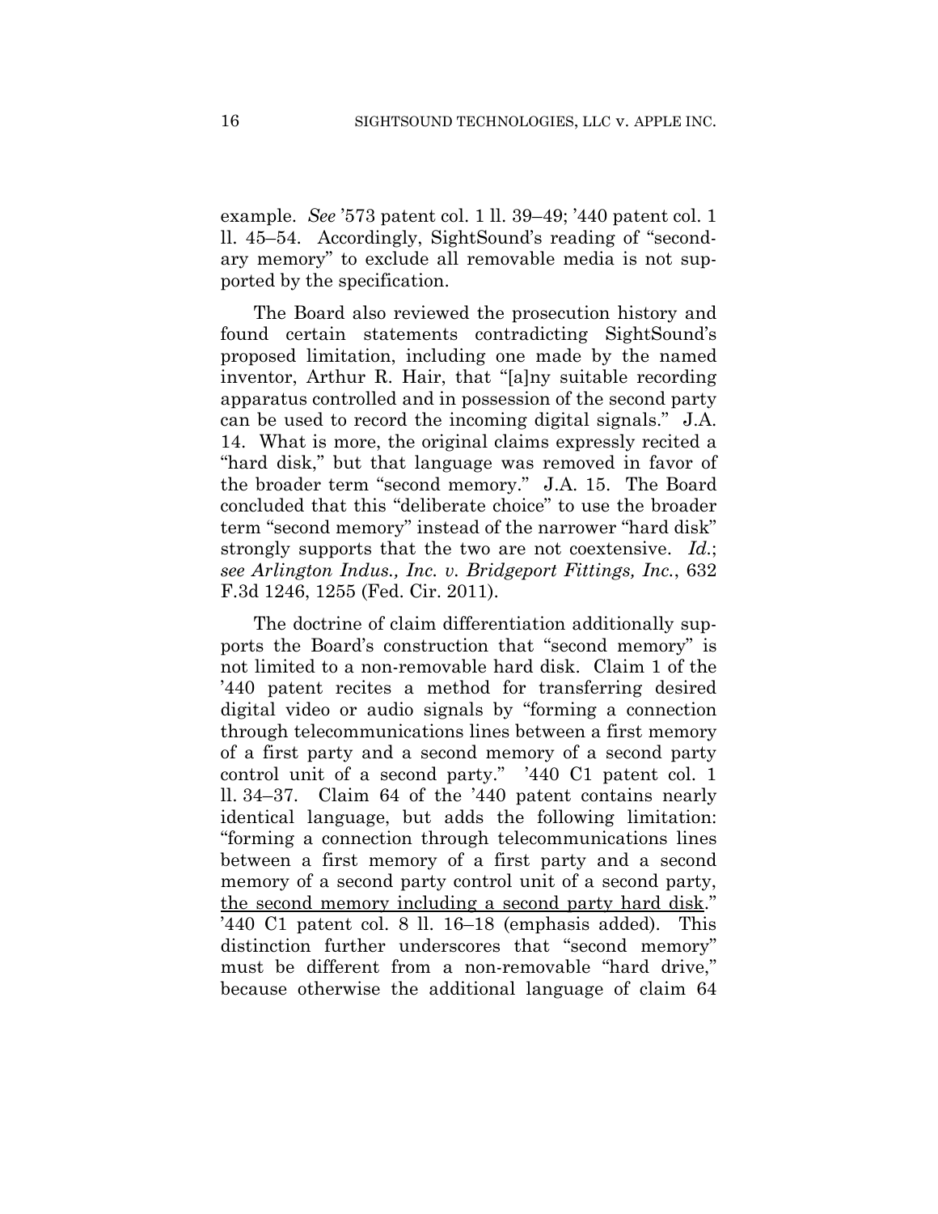example. *See* '573 patent col. 1 ll. 39–49; '440 patent col. 1 ll. 45–54. Accordingly, SightSound's reading of "secondary memory" to exclude all removable media is not supported by the specification.

The Board also reviewed the prosecution history and found certain statements contradicting SightSound's proposed limitation, including one made by the named inventor, Arthur R. Hair, that "[a]ny suitable recording apparatus controlled and in possession of the second party can be used to record the incoming digital signals." J.A. 14. What is more, the original claims expressly recited a "hard disk," but that language was removed in favor of the broader term "second memory." J.A. 15. The Board concluded that this "deliberate choice" to use the broader term "second memory" instead of the narrower "hard disk" strongly supports that the two are not coextensive. *Id.*; *see Arlington Indus., Inc. v. Bridgeport Fittings, Inc.*, 632 F.3d 1246, 1255 (Fed. Cir. 2011).

The doctrine of claim differentiation additionally supports the Board's construction that "second memory" is not limited to a non-removable hard disk. Claim 1 of the '440 patent recites a method for transferring desired digital video or audio signals by "forming a connection through telecommunications lines between a first memory of a first party and a second memory of a second party control unit of a second party." '440 C1 patent col. 1 ll. 34–37. Claim 64 of the '440 patent contains nearly identical language, but adds the following limitation: "forming a connection through telecommunications lines between a first memory of a first party and a second memory of a second party control unit of a second party, <u>the second memory including a second party hard disk</u>." '440 C1 patent col. 8 ll. 16–18 (emphasis added). This distinction further underscores that "second memory" must be different from a non-removable "hard drive," because otherwise the additional language of claim 64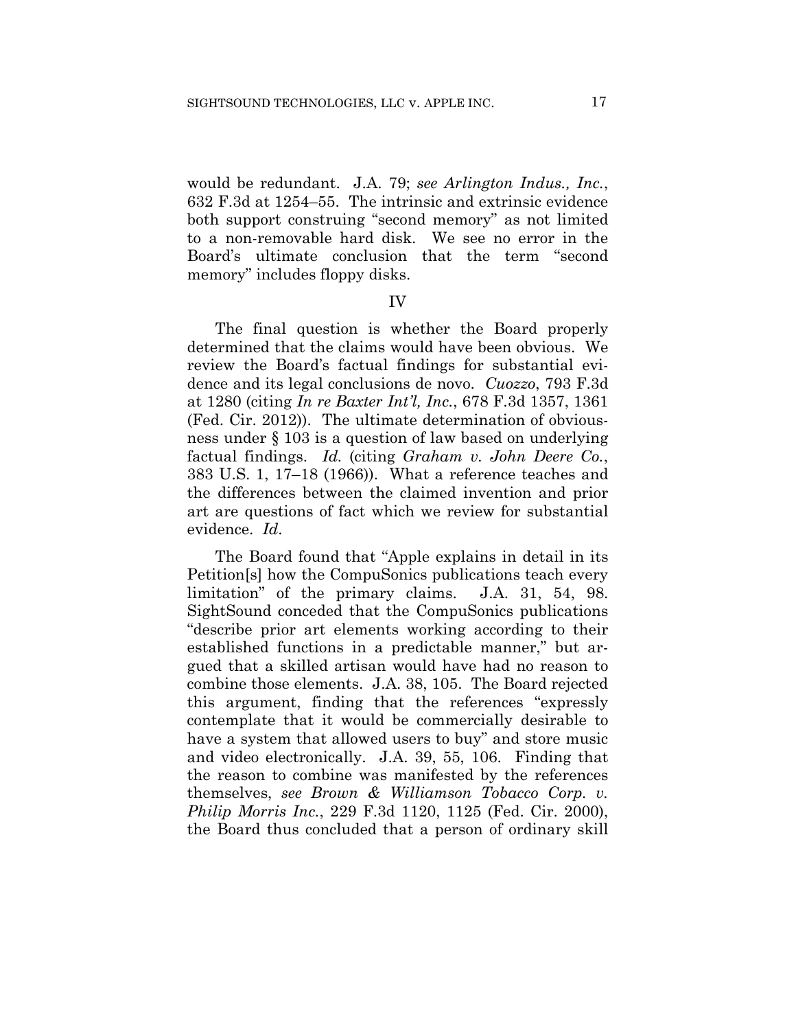would be redundant. J.A. 79; *see Arlington Indus., Inc.*, 632 F.3d at 1254–55. The intrinsic and extrinsic evidence both support construing "second memory" as not limited to a non-removable hard disk. We see no error in the Board's ultimate conclusion that the term "second memory" includes floppy disks.

## IV

The final question is whether the Board properly determined that the claims would have been obvious. We review the Board's factual findings for substantial evidence and its legal conclusions de novo. *Cuozzo*, 793 F.3d at 1280 (citing *In re Baxter Int'l, Inc.*, 678 F.3d 1357, 1361 (Fed. Cir. 2012)). The ultimate determination of obviousness under § 103 is a question of law based on underlying factual findings. *Id.* (citing *Graham v. John Deere Co.*, 383 U.S. 1, 17–18 (1966)). What a reference teaches and the differences between the claimed invention and prior art are questions of fact which we review for substantial evidence. *Id.*

The Board found that "Apple explains in detail in its Petition[s] how the CompuSonics publications teach every limitation" of the primary claims. J.A. 31, 54, 98. SightSound conceded that the CompuSonics publications "describe prior art elements working according to their established functions in a predictable manner," but argued that a skilled artisan would have had no reason to combine those elements. J.A. 38, 105. The Board rejected this argument, finding that the references "expressly contemplate that it would be commercially desirable to have a system that allowed users to buy" and store music and video electronically. J.A. 39, 55, 106. Finding that the reason to combine was manifested by the references themselves, *see Brown & Williamson Tobacco Corp. v. Philip Morris Inc.*, 229 F.3d 1120, 1125 (Fed. Cir. 2000), the Board thus concluded that a person of ordinary skill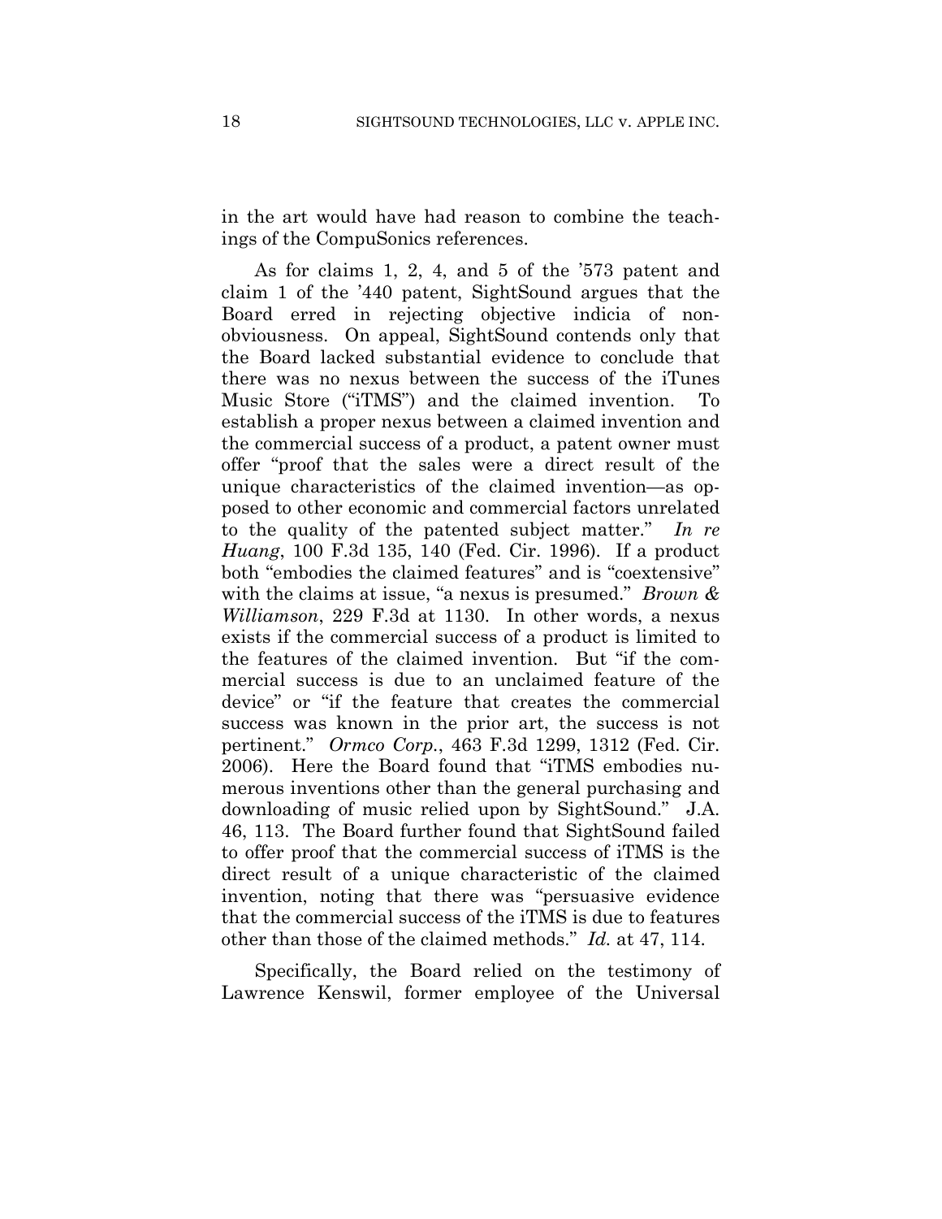in the art would have had reason to combine the teachings of the CompuSonics references.

As for claims 1, 2, 4, and 5 of the '573 patent and claim 1 of the '440 patent, SightSound argues that the Board erred in rejecting objective indicia of nonobviousness. On appeal, SightSound contends only that the Board lacked substantial evidence to conclude that there was no nexus between the success of the iTunes Music Store ("iTMS") and the claimed invention. To establish a proper nexus between a claimed invention and the commercial success of a product, a patent owner must offer "proof that the sales were a direct result of the unique characteristics of the claimed invention—as opposed to other economic and commercial factors unrelated to the quality of the patented subject matter." *In re Huang*, 100 F.3d 135, 140 (Fed. Cir. 1996). If a product both "embodies the claimed features" and is "coextensive" with the claims at issue, "a nexus is presumed." *Brown & Williamson*, 229 F.3d at 1130. In other words, a nexus exists if the commercial success of a product is limited to the features of the claimed invention. But "if the commercial success is due to an unclaimed feature of the device" or "if the feature that creates the commercial success was known in the prior art, the success is not pertinent." *Ormco Corp.*, 463 F.3d 1299, 1312 (Fed. Cir. 2006). Here the Board found that "iTMS embodies numerous inventions other than the general purchasing and downloading of music relied upon by SightSound." J.A. 46, 113. The Board further found that SightSound failed to offer proof that the commercial success of iTMS is the direct result of a unique characteristic of the claimed invention, noting that there was "persuasive evidence that the commercial success of the iTMS is due to features other than those of the claimed methods." *Id.* at 47, 114.

Specifically, the Board relied on the testimony of Lawrence Kenswil, former employee of the Universal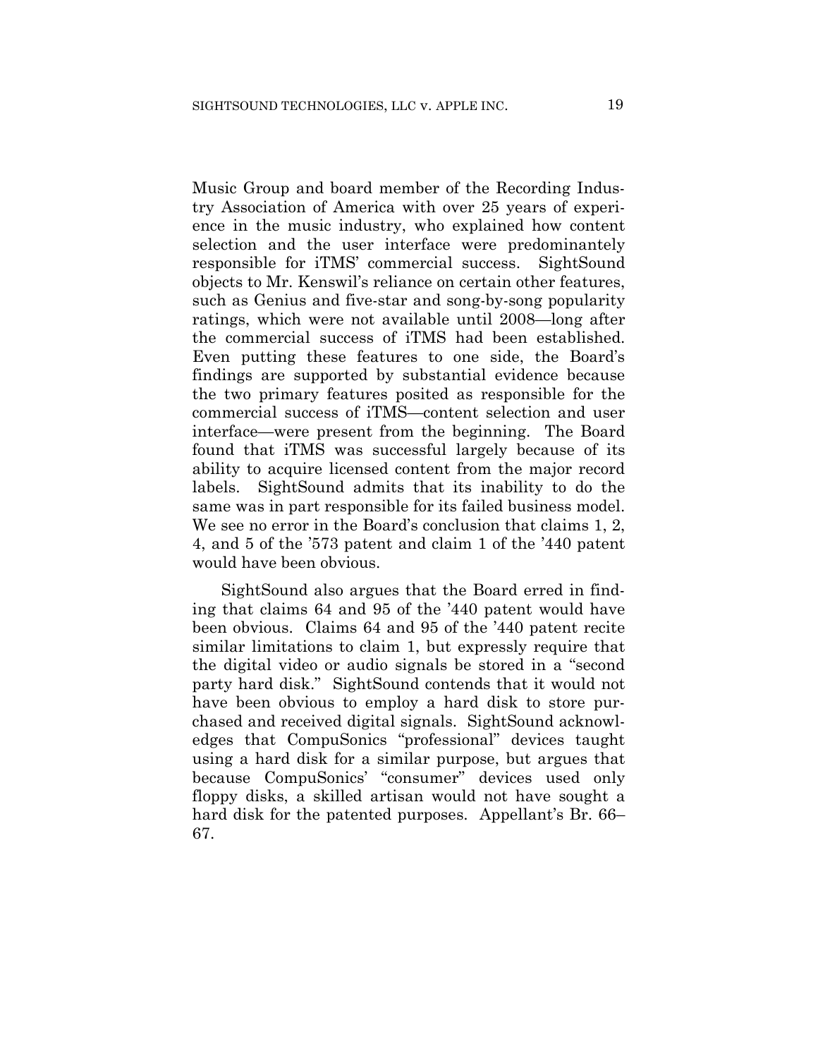Music Group and board member of the Recording Industry Association of America with over 25 years of experience in the music industry, who explained how content selection and the user interface were predominantely responsible for iTMS' commercial success. SightSound objects to Mr. Kenswil's reliance on certain other features, such as Genius and five-star and song-by-song popularity ratings, which were not available until 2008—long after the commercial success of iTMS had been established. Even putting these features to one side, the Board's findings are supported by substantial evidence because the two primary features posited as responsible for the commercial success of iTMS—content selection and user interface—were present from the beginning. The Board found that iTMS was successful largely because of its ability to acquire licensed content from the major record labels. SightSound admits that its inability to do the same was in part responsible for its failed business model. We see no error in the Board's conclusion that claims 1, 2, 4, and 5 of the '573 patent and claim 1 of the '440 patent would have been obvious.

SightSound also argues that the Board erred in finding that claims 64 and 95 of the '440 patent would have been obvious. Claims 64 and 95 of the '440 patent recite similar limitations to claim 1, but expressly require that the digital video or audio signals be stored in a "second party hard disk." SightSound contends that it would not have been obvious to employ a hard disk to store purchased and received digital signals. SightSound acknowledges that CompuSonics "professional" devices taught using a hard disk for a similar purpose, but argues that because CompuSonics' "consumer" devices used only floppy disks, a skilled artisan would not have sought a hard disk for the patented purposes. Appellant's Br. 66–67.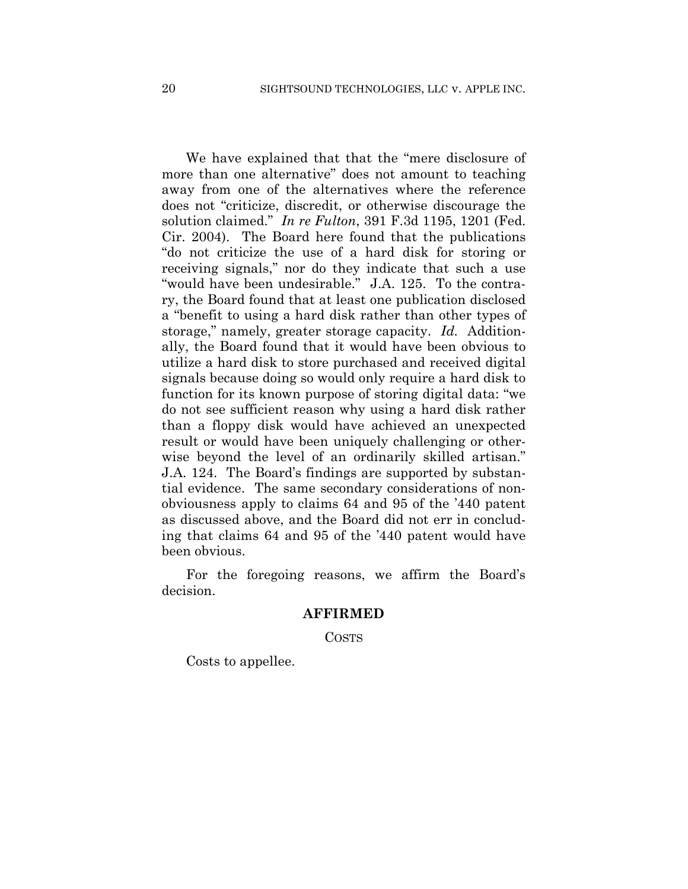We have explained that that the "mere disclosure of more than one alternative" does not amount to teaching away from one of the alternatives where the reference does not "criticize, discredit, or otherwise discourage the solution claimed." *In re Fulton*, 391 F.3d 1195, 1201 (Fed. Cir. 2004). The Board here found that the publications "do not criticize the use of a hard disk for storing or receiving signals," nor do they indicate that such a use "would have been undesirable." J.A. 125. To the contrary, the Board found that at least one publication disclosed a "benefit to using a hard disk rather than other types of storage," namely, greater storage capacity. *Id.* Additionally, the Board found that it would have been obvious to utilize a hard disk to store purchased and received digital signals because doing so would only require a hard disk to function for its known purpose of storing digital data: "we do not see sufficient reason why using a hard disk rather than a floppy disk would have achieved an unexpected result or would have been uniquely challenging or otherwise beyond the level of an ordinarily skilled artisan." J.A. 124. The Board's findings are supported by substantial evidence. The same secondary considerations of nonobviousness apply to claims 64 and 95 of the '440 patent as discussed above, and the Board did not err in concluding that claims 64 and 95 of the '440 patent would have been obvious.

For the foregoing reasons, we affirm the Board's decision.

**AFFIRMED**

COSTS

Costs to appellee.